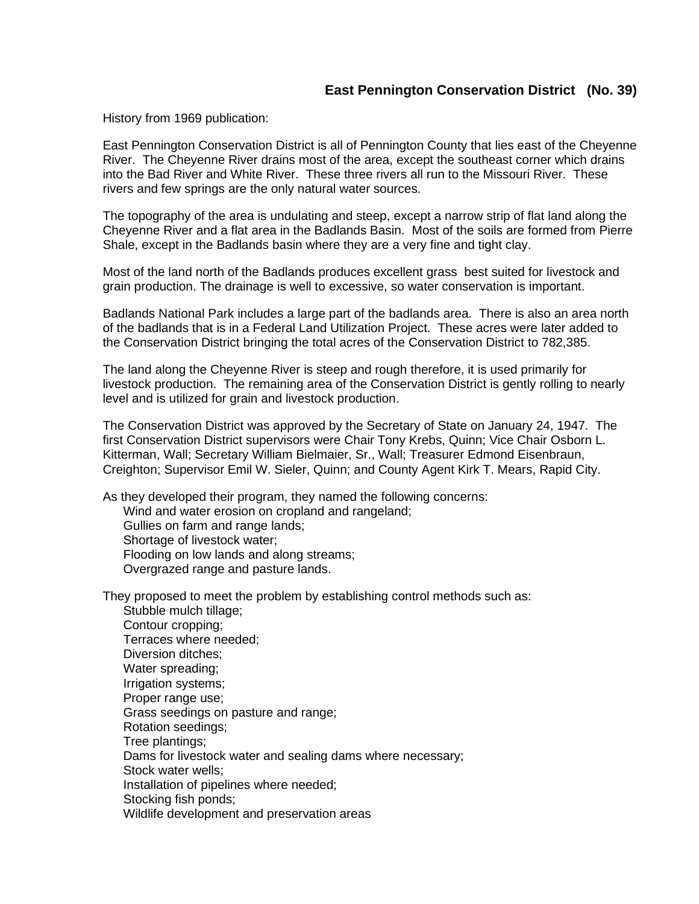# East Pennington Conservation District (No. 39)

History from 1969 publication:

East Pennington Conservation District is all of Pennington County that lies east of the Cheyenne River. The Cheyenne River drains most of the area, except the southeast corner which drains into the Bad River and White River. These three rivers all run to the Missouri River. These rivers and few springs are the only natural water sources.

The topography of the area is undulating and steep, except a narrow strip of flat land along the Cheyenne River and a flat area in the Badlands Basin. Most of the soils are formed from Pierre Shale, except in the Badlands basin where they are a very fine and tight clay.

Most of the land north of the Badlands produces excellent grass best suited for livestock and grain production. The drainage is well to excessive, so water conservation is important.

Badlands National Park includes a large part of the badlands area. There is also an area north of the badlands that is in a Federal Land Utilization Project. These acres were later added to the Conservation District bringing the total acres of the Conservation District to 782,385.

The land along the Cheyenne River is steep and rough therefore, it is used primarily for livestock production. The remaining area of the Conservation District is gently rolling to nearly level and is utilized for grain and livestock production.

The Conservation District was approved by the Secretary of State on January 24, 1947. The first Conservation District supervisors were Chair Tony Krebs, Quinn; Vice Chair Osborn L. Kitterman, Wall; Secretary William Bielmaier, Sr., Wall; Treasurer Edmond Eisenbraun, Creighton; Supervisor Emil W. Sieler, Quinn; and County Agent Kirk T. Mears, Rapid City.

As they developed their program, they named the following concerns:

- Wind and water erosion on cropland and rangeland;
- Gullies on farm and range lands;
- Shortage of livestock water;
- Flooding on low lands and along streams;
- Overgrazed range and pasture lands.

They proposed to meet the problem by establishing control methods such as:

- Stubble mulch tillage;
- Contour cropping;
- Terraces where needed;
- Diversion ditches;
- Water spreading;
- Irrigation systems;
- Proper range use;
- Grass seedings on pasture and range;
- Rotation seedings;
- Tree plantings;
- Dams for livestock water and sealing dams where necessary;
- Stock water wells;
- Installation of pipelines where needed;
- Stocking fish ponds;
- Wildlife development and preservation areas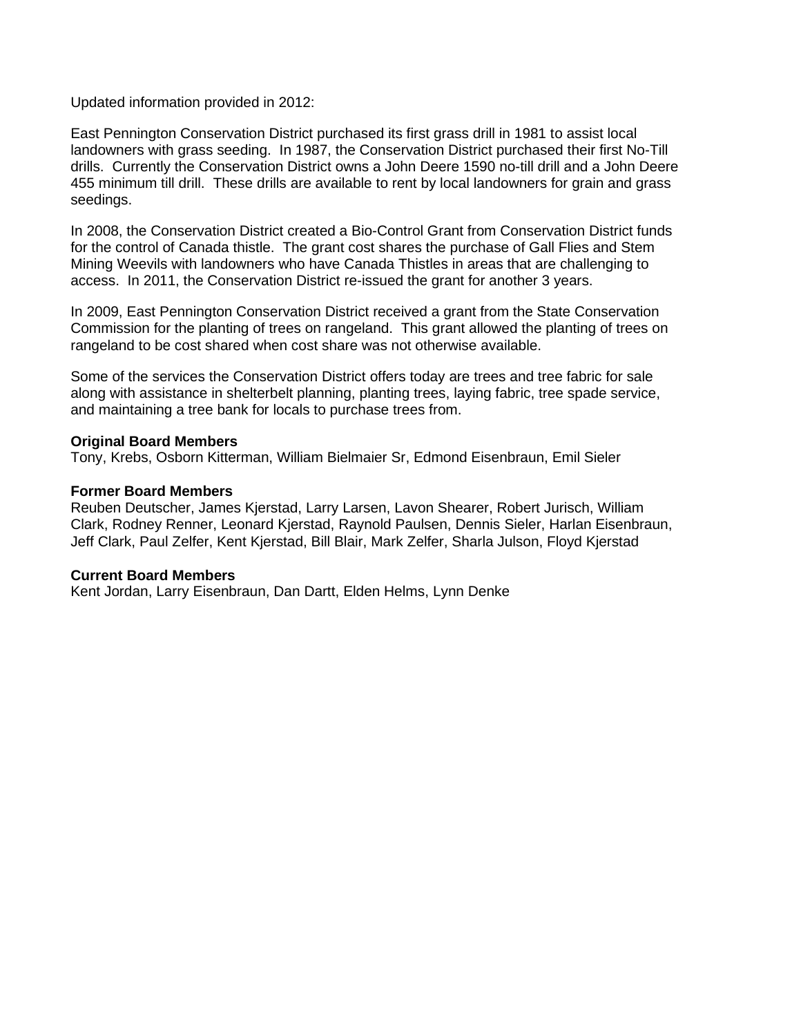Updated information provided in 2012:

East Pennington Conservation District purchased its first grass drill in 1981 to assist local landowners with grass seeding. In 1987, the Conservation District purchased their first No-Till drills. Currently the Conservation District owns a John Deere 1590 no-till drill and a John Deere 455 minimum till drill. These drills are available to rent by local landowners for grain and grass seedings.

In 2008, the Conservation District created a Bio-Control Grant from Conservation District funds for the control of Canada thistle. The grant cost shares the purchase of Gall Flies and Stem Mining Weevils with landowners who have Canada Thistles in areas that are challenging to access. In 2011, the Conservation District re-issued the grant for another 3 years.

In 2009, East Pennington Conservation District received a grant from the State Conservation Commission for the planting of trees on rangeland. This grant allowed the planting of trees on rangeland to be cost shared when cost share was not otherwise available.

Some of the services the Conservation District offers today are trees and tree fabric for sale along with assistance in shelterbelt planning, planting trees, laying fabric, tree spade service, and maintaining a tree bank for locals to purchase trees from.

**Original Board Members**
Tony, Krebs, Osborn Kitterman, William Bielmaier Sr, Edmond Eisenbraun, Emil Sieler

**Former Board Members**
Reuben Deutscher, James Kjerstad, Larry Larsen, Lavon Shearer, Robert Jurisch, William Clark, Rodney Renner, Leonard Kjerstad, Raynold Paulsen, Dennis Sieler, Harlan Eisenbraun, Jeff Clark, Paul Zelfer, Kent Kjerstad, Bill Blair, Mark Zelfer, Sharla Julson, Floyd Kjerstad

**Current Board Members**
Kent Jordan, Larry Eisenbraun, Dan Dartt, Elden Helms, Lynn Denke